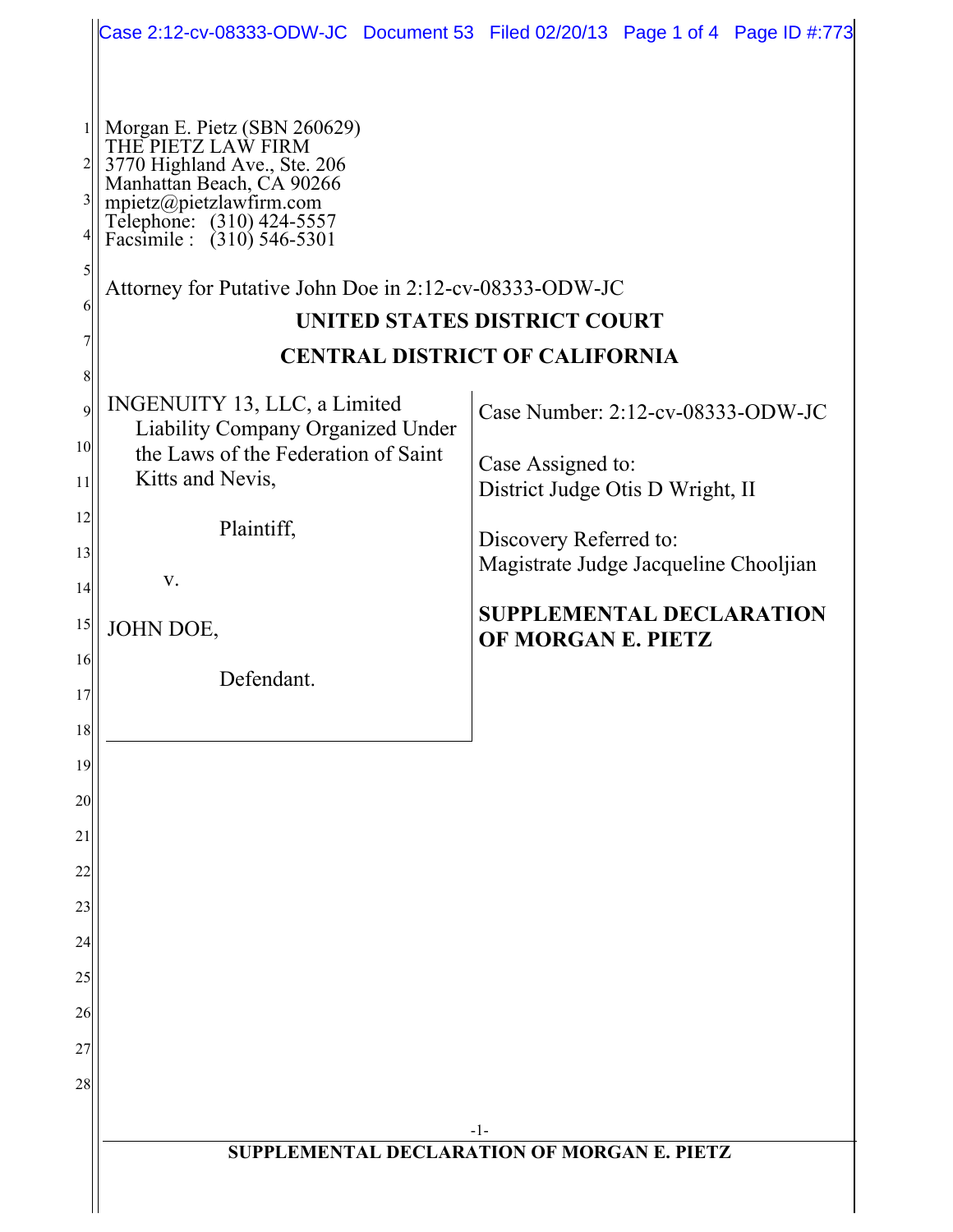Morgan E. Pietz (SBN 260629)
THE PIETZ LAW FIRM
3770 Highland Ave., Ste. 206
Manhattan Beach, CA 90266
mpietz@pietzlawfirm.com
Telephone: (310) 424-5557
Facsimile : (310) 546-5301

Attorney for Putative John Doe in 2:12-cv-08333-ODW-JC

**UNITED STATES DISTRICT COURT**

**CENTRAL DISTRICT OF CALIFORNIA**

| | |
|---|---|
| INGENUITY 13, LLC, a Limited Liability Company Organized Under the Laws of the Federation of Saint Kitts and Nevis,<br><br>Plaintiff,<br><br>v.<br><br>JOHN DOE,<br><br>Defendant. | Case Number: 2:12-cv-08333-ODW-JC<br><br>Case Assigned to:<br>District Judge Otis D Wright, II<br><br>Discovery Referred to:<br>Magistrate Judge Jacqueline Chooljian<br><br>**SUPPLEMENTAL DECLARATION OF MORGAN E. PIETZ** |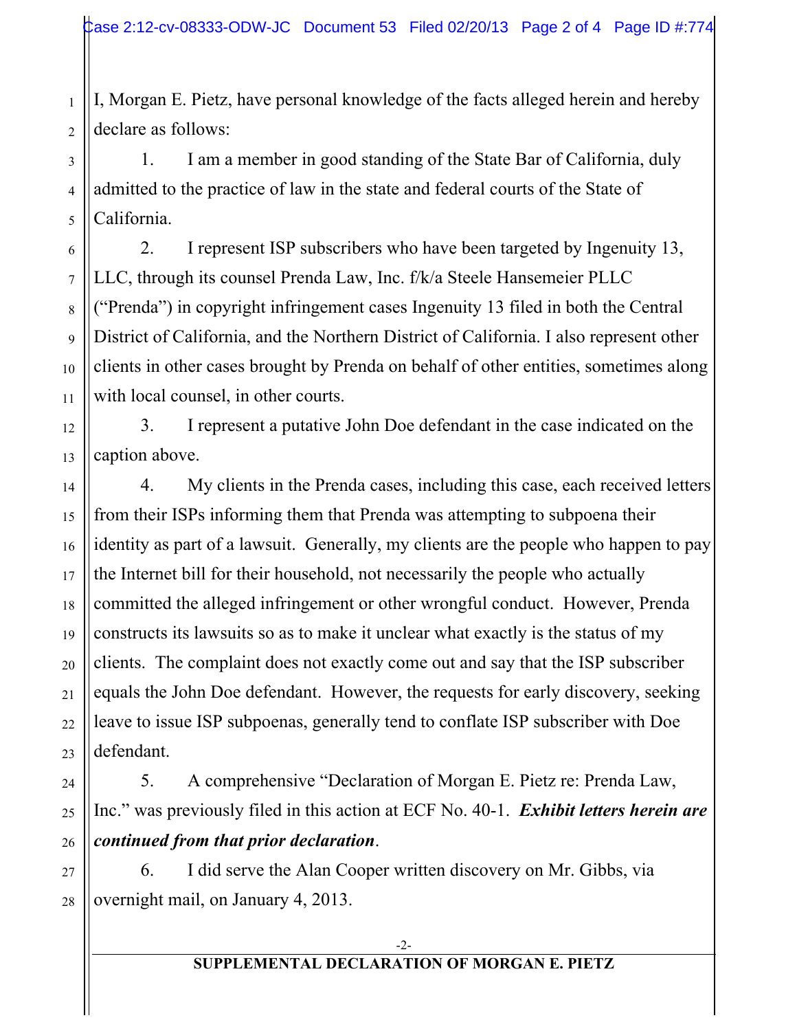I, Morgan E. Pietz, have personal knowledge of the facts alleged herein and hereby declare as follows:

1. I am a member in good standing of the State Bar of California, duly admitted to the practice of law in the state and federal courts of the State of California.

2. I represent ISP subscribers who have been targeted by Ingenuity 13, LLC, through its counsel Prenda Law, Inc. f/k/a Steele Hansemeier PLLC ("Prenda") in copyright infringement cases Ingenuity 13 filed in both the Central District of California, and the Northern District of California. I also represent other clients in other cases brought by Prenda on behalf of other entities, sometimes along with local counsel, in other courts.

3. I represent a putative John Doe defendant in the case indicated on the caption above.

4. My clients in the Prenda cases, including this case, each received letters from their ISPs informing them that Prenda was attempting to subpoena their identity as part of a lawsuit. Generally, my clients are the people who happen to pay the Internet bill for their household, not necessarily the people who actually committed the alleged infringement or other wrongful conduct. However, Prenda constructs its lawsuits so as to make it unclear what exactly is the status of my clients. The complaint does not exactly come out and say that the ISP subscriber equals the John Doe defendant. However, the requests for early discovery, seeking leave to issue ISP subpoenas, generally tend to conflate ISP subscriber with Doe defendant.

5. A comprehensive "Declaration of Morgan E. Pietz re: Prenda Law, Inc." was previously filed in this action at ECF No. 40-1. ***Exhibit letters herein are continued from that prior declaration***.

6. I did serve the Alan Cooper written discovery on Mr. Gibbs, via overnight mail, on January 4, 2013.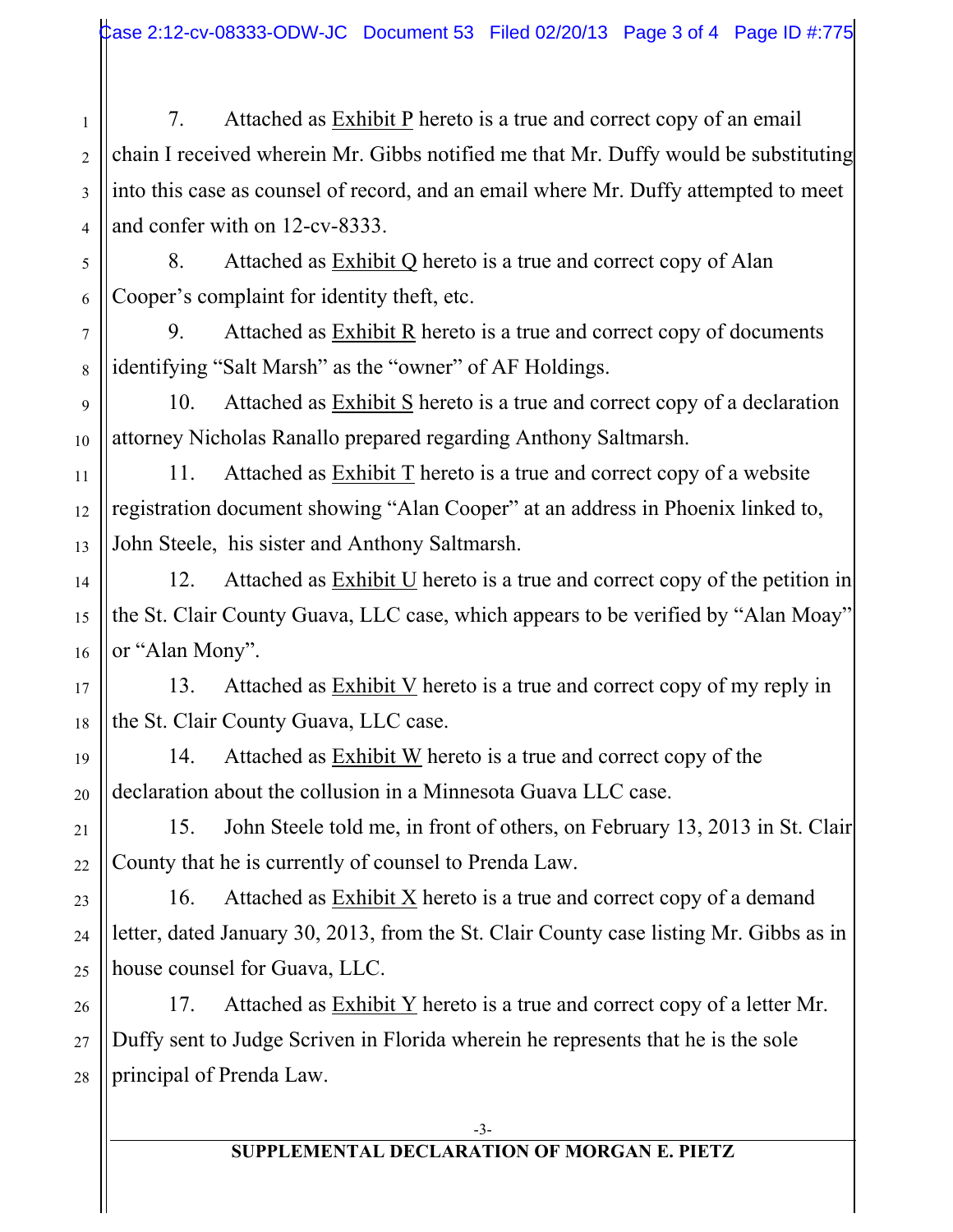7. Attached as Exhibit P hereto is a true and correct copy of an email chain I received wherein Mr. Gibbs notified me that Mr. Duffy would be substituting into this case as counsel of record, and an email where Mr. Duffy attempted to meet and confer with on 12-cv-8333.

8. Attached as Exhibit Q hereto is a true and correct copy of Alan Cooper's complaint for identity theft, etc.

9. Attached as Exhibit R hereto is a true and correct copy of documents identifying "Salt Marsh" as the "owner" of AF Holdings.

10. Attached as Exhibit S hereto is a true and correct copy of a declaration attorney Nicholas Ranallo prepared regarding Anthony Saltmarsh.

11. Attached as Exhibit T hereto is a true and correct copy of a website registration document showing "Alan Cooper" at an address in Phoenix linked to, John Steele, his sister and Anthony Saltmarsh.

12. Attached as Exhibit U hereto is a true and correct copy of the petition in the St. Clair County Guava, LLC case, which appears to be verified by "Alan Moay" or "Alan Mony".

13. Attached as Exhibit V hereto is a true and correct copy of my reply in the St. Clair County Guava, LLC case.

14. Attached as Exhibit W hereto is a true and correct copy of the declaration about the collusion in a Minnesota Guava LLC case.

15. John Steele told me, in front of others, on February 13, 2013 in St. Clair County that he is currently of counsel to Prenda Law.

16. Attached as Exhibit X hereto is a true and correct copy of a demand letter, dated January 30, 2013, from the St. Clair County case listing Mr. Gibbs as in house counsel for Guava, LLC.

17. Attached as Exhibit Y hereto is a true and correct copy of a letter Mr. Duffy sent to Judge Scriven in Florida wherein he represents that he is the sole principal of Prenda Law.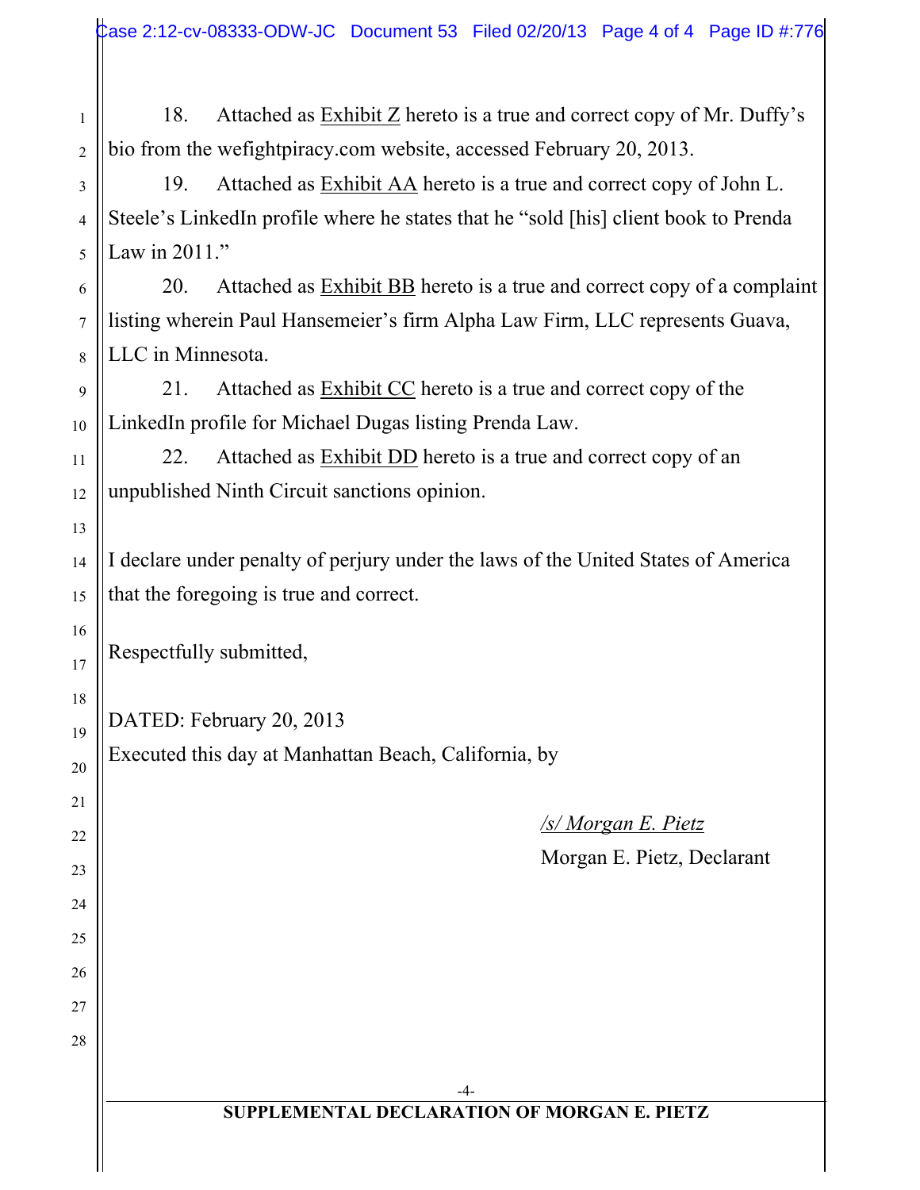18. Attached as <u>Exhibit Z</u> hereto is a true and correct copy of Mr. Duffy's bio from the wefightpiracy.com website, accessed February 20, 2013.

19. Attached as <u>Exhibit AA</u> hereto is a true and correct copy of John L. Steele's LinkedIn profile where he states that he "sold [his] client book to Prenda Law in 2011."

20. Attached as <u>Exhibit BB</u> hereto is a true and correct copy of a complaint listing wherein Paul Hansemeier's firm Alpha Law Firm, LLC represents Guava, LLC in Minnesota.

21. Attached as <u>Exhibit CC</u> hereto is a true and correct copy of the LinkedIn profile for Michael Dugas listing Prenda Law.

22. Attached as <u>Exhibit DD</u> hereto is a true and correct copy of an unpublished Ninth Circuit sanctions opinion.

I declare under penalty of perjury under the laws of the United States of America that the foregoing is true and correct.

Respectfully submitted,

DATED: February 20, 2013

Executed this day at Manhattan Beach, California, by

*/s/ Morgan E. Pietz*

Morgan E. Pietz, Declarant

**SUPPLEMENTAL DECLARATION OF MORGAN E. PIETZ**